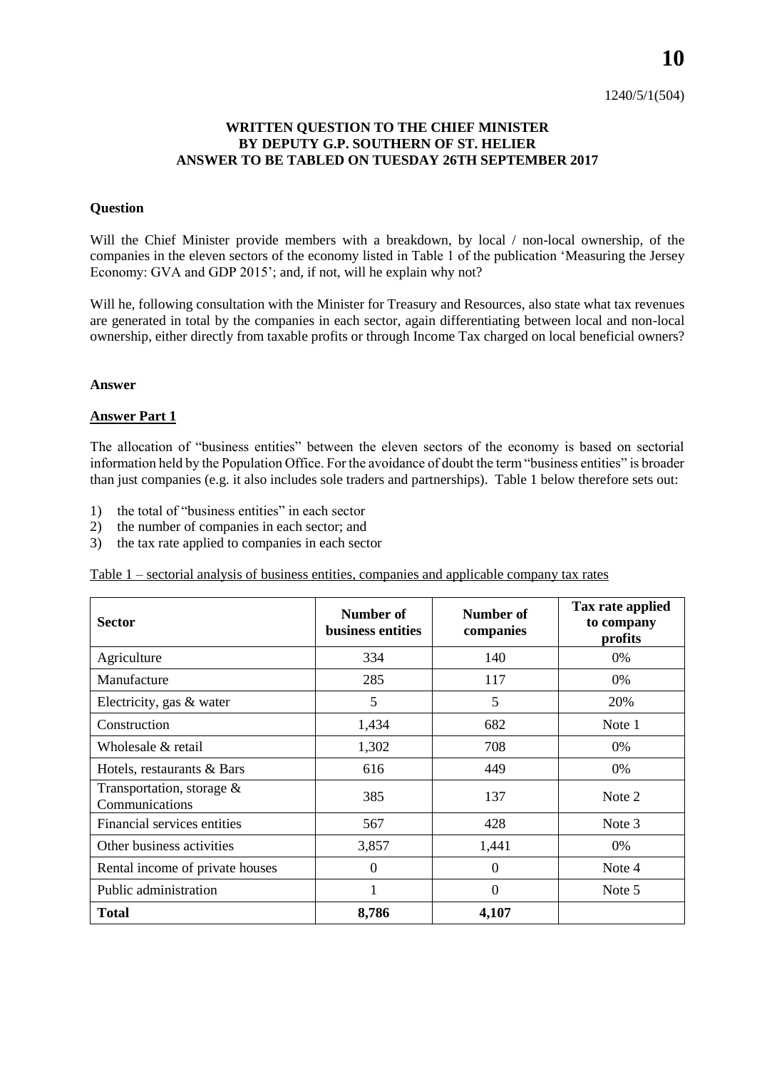1240/5/1(504)

**WRITTEN QUESTION TO THE CHIEF MINISTER BY DEPUTY G.P. SOUTHERN OF ST. HELIER ANSWER TO BE TABLED ON TUESDAY 26TH SEPTEMBER 2017**

**Question**

Will the Chief Minister provide members with a breakdown, by local / non-local ownership, of the companies in the eleven sectors of the economy listed in Table 1 of the publication 'Measuring the Jersey Economy: GVA and GDP 2015'; and, if not, will he explain why not?

Will he, following consultation with the Minister for Treasury and Resources, also state what tax revenues are generated in total by the companies in each sector, again differentiating between local and non-local ownership, either directly from taxable profits or through Income Tax charged on local beneficial owners?

**Answer**

**Answer Part 1**

The allocation of "business entities" between the eleven sectors of the economy is based on sectorial information held by the Population Office. For the avoidance of doubt the term "business entities" is broader than just companies (e.g. it also includes sole traders and partnerships). Table 1 below therefore sets out:

1) the total of "business entities" in each sector
2) the number of companies in each sector; and
3) the tax rate applied to companies in each sector

Table 1 – sectorial analysis of business entities, companies and applicable company tax rates

| Sector | Number of business entities | Number of companies | Tax rate applied to company profits |
|---|---|---|---|
| Agriculture | 334 | 140 | 0% |
| Manufacture | 285 | 117 | 0% |
| Electricity, gas & water | 5 | 5 | 20% |
| Construction | 1,434 | 682 | Note 1 |
| Wholesale & retail | 1,302 | 708 | 0% |
| Hotels, restaurants & Bars | 616 | 449 | 0% |
| Transportation, storage & Communications | 385 | 137 | Note 2 |
| Financial services entities | 567 | 428 | Note 3 |
| Other business activities | 3,857 | 1,441 | 0% |
| Rental income of private houses | 0 | 0 | Note 4 |
| Public administration | 1 | 0 | Note 5 |
| **Total** | **8,786** | **4,107** | |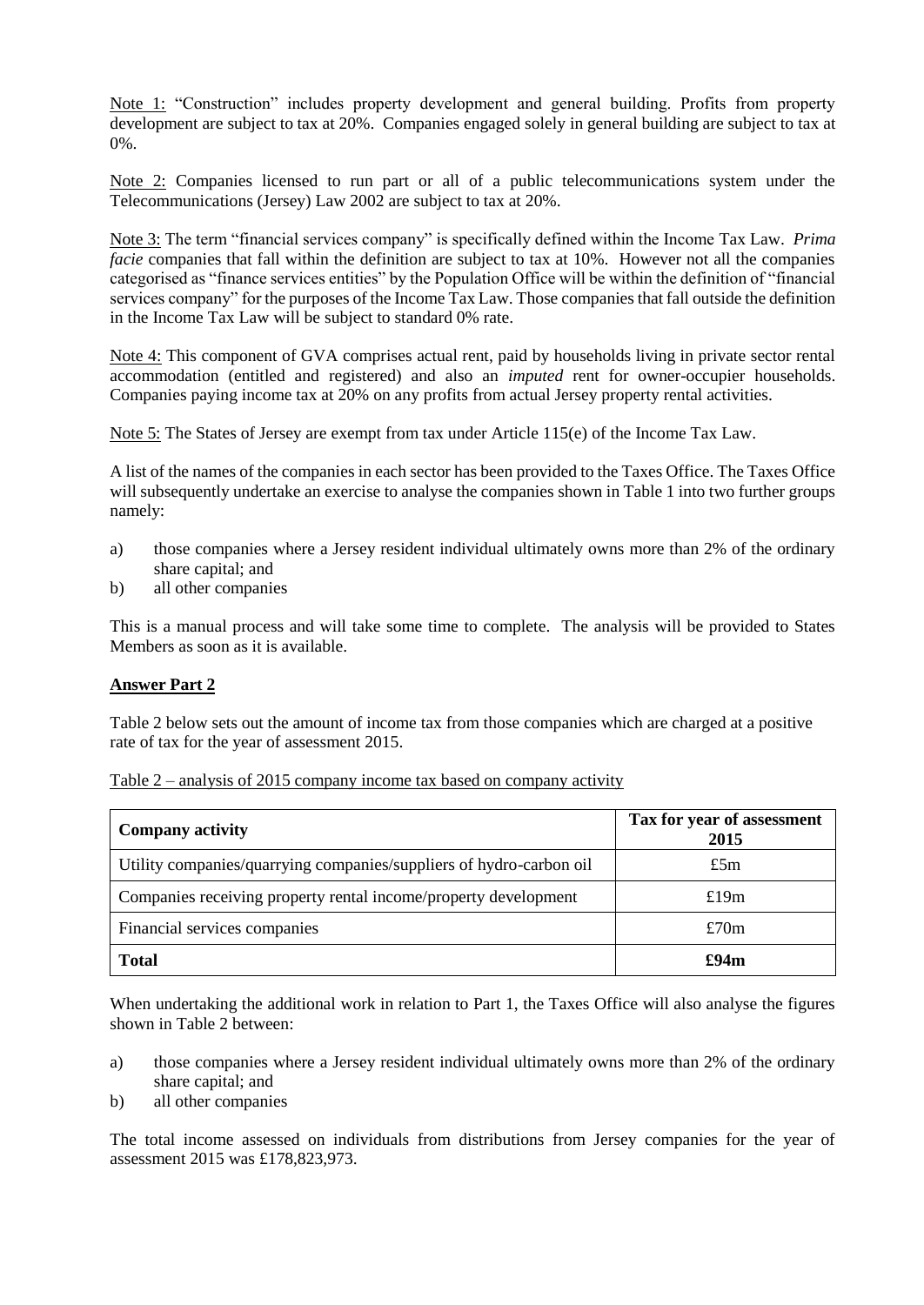Note 1: "Construction" includes property development and general building. Profits from property development are subject to tax at 20%. Companies engaged solely in general building are subject to tax at 0%.

Note 2: Companies licensed to run part or all of a public telecommunications system under the Telecommunications (Jersey) Law 2002 are subject to tax at 20%.

Note 3: The term "financial services company" is specifically defined within the Income Tax Law. *Prima facie* companies that fall within the definition are subject to tax at 10%. However not all the companies categorised as "finance services entities" by the Population Office will be within the definition of "financial services company" for the purposes of the Income Tax Law. Those companies that fall outside the definition in the Income Tax Law will be subject to standard 0% rate.

Note 4: This component of GVA comprises actual rent, paid by households living in private sector rental accommodation (entitled and registered) and also an *imputed* rent for owner-occupier households. Companies paying income tax at 20% on any profits from actual Jersey property rental activities.

Note 5: The States of Jersey are exempt from tax under Article 115(e) of the Income Tax Law.

A list of the names of the companies in each sector has been provided to the Taxes Office. The Taxes Office will subsequently undertake an exercise to analyse the companies shown in Table 1 into two further groups namely:

a) those companies where a Jersey resident individual ultimately owns more than 2% of the ordinary share capital; and
b) all other companies

This is a manual process and will take some time to complete. The analysis will be provided to States Members as soon as it is available.

**Answer Part 2**

Table 2 below sets out the amount of income tax from those companies which are charged at a positive rate of tax for the year of assessment 2015.

Table 2 – analysis of 2015 company income tax based on company activity

| Company activity | Tax for year of assessment 2015 |
|---|---|
| Utility companies/quarrying companies/suppliers of hydro-carbon oil | £5m |
| Companies receiving property rental income/property development | £19m |
| Financial services companies | £70m |
| **Total** | **£94m** |

When undertaking the additional work in relation to Part 1, the Taxes Office will also analyse the figures shown in Table 2 between:

a) those companies where a Jersey resident individual ultimately owns more than 2% of the ordinary share capital; and
b) all other companies

The total income assessed on individuals from distributions from Jersey companies for the year of assessment 2015 was £178,823,973.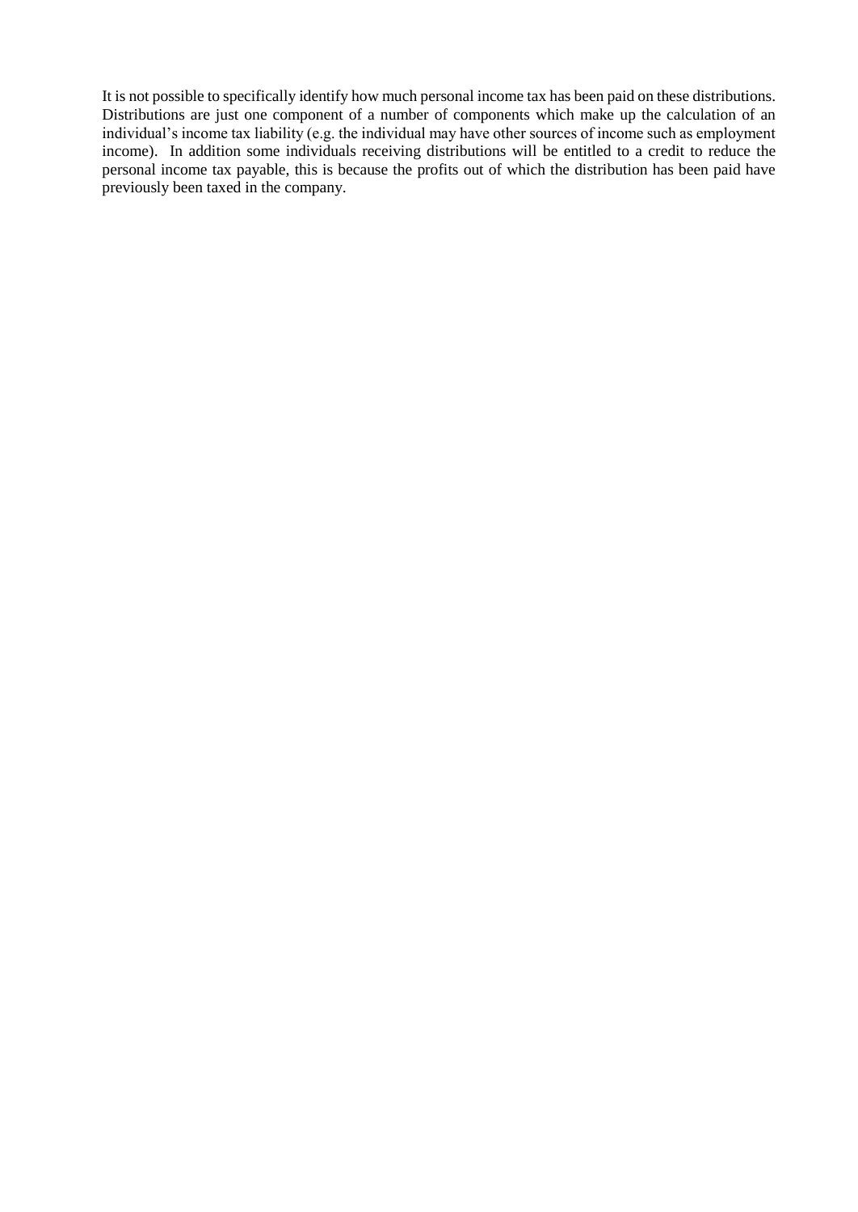It is not possible to specifically identify how much personal income tax has been paid on these distributions. Distributions are just one component of a number of components which make up the calculation of an individual's income tax liability (e.g. the individual may have other sources of income such as employment income). In addition some individuals receiving distributions will be entitled to a credit to reduce the personal income tax payable, this is because the profits out of which the distribution has been paid have previously been taxed in the company.